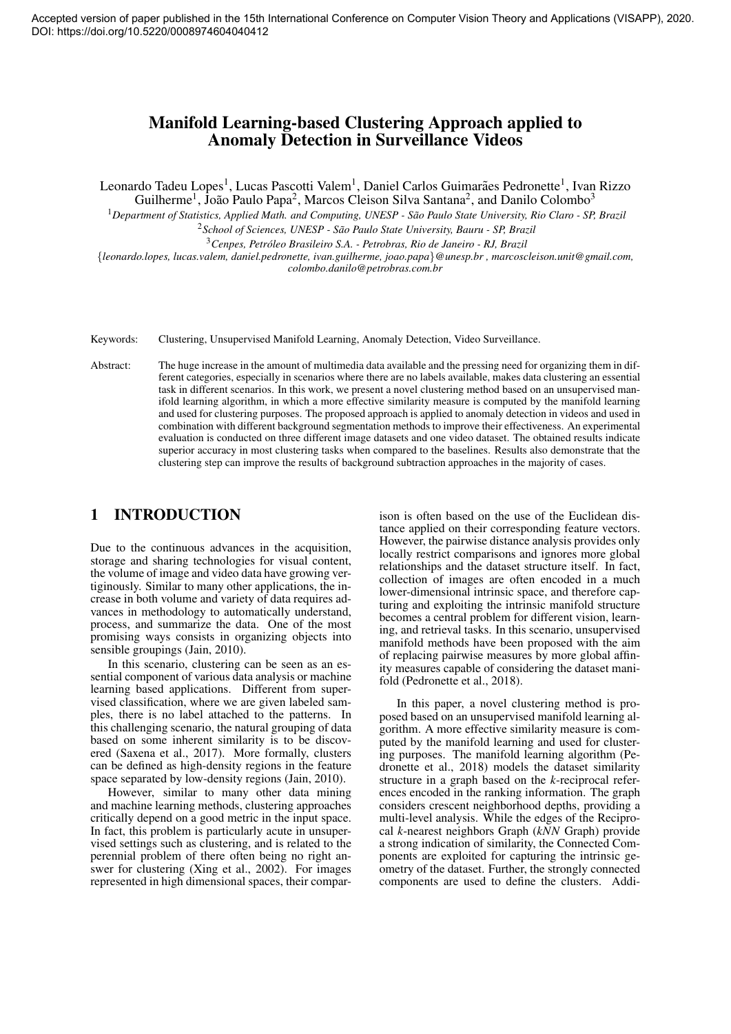Accepted version of paper published in the 15th International Conference on Computer Vision Theory and Applications (VISAPP), 2020. DOI: https://doi.org/10.5220/0008974604040412

# Manifold Learning-based Clustering Approach applied to Anomaly Detection in Surveillance Videos

Leonardo Tadeu Lopes[1], Lucas Pascotti Valem[1], Daniel Carlos Guimarães Pedronette[1], Ivan Rizzo Guilherme[1], João Paulo Papa[2], Marcos Cleison Silva Santana[2], and Danilo Colombo[3]

[1]*Department of Statistics, Applied Math. and Computing, UNESP - São Paulo State University, Rio Claro - SP, Brazil*

[2]*School of Sciences, UNESP - São Paulo State University, Bauru - SP, Brazil*

[3]*Cenpes, Petróleo Brasileiro S.A. - Petrobras, Rio de Janeiro - RJ, Brazil*

{*leonardo.lopes, lucas.valem, daniel.pedronette, ivan.guilherme, joao.papa*}*@unesp.br , marcoscleison.unit@gmail.com, colombo.danilo@petrobras.com.br*

Keywords: Clustering, Unsupervised Manifold Learning, Anomaly Detection, Video Surveillance.

Abstract: The huge increase in the amount of multimedia data available and the pressing need for organizing them in different categories, especially in scenarios where there are no labels available, makes data clustering an essential task in different scenarios. In this work, we present a novel clustering method based on an unsupervised manifold learning algorithm, in which a more effective similarity measure is computed by the manifold learning and used for clustering purposes. The proposed approach is applied to anomaly detection in videos and used in combination with different background segmentation methods to improve their effectiveness. An experimental evaluation is conducted on three different image datasets and one video dataset. The obtained results indicate superior accuracy in most clustering tasks when compared to the baselines. Results also demonstrate that the clustering step can improve the results of background subtraction approaches in the majority of cases.

## 1 INTRODUCTION

Due to the continuous advances in the acquisition, storage and sharing technologies for visual content, the volume of image and video data have growing vertiginously. Similar to many other applications, the increase in both volume and variety of data requires advances in methodology to automatically understand, process, and summarize the data. One of the most promising ways consists in organizing objects into sensible groupings (Jain, 2010).

In this scenario, clustering can be seen as an essential component of various data analysis or machine learning based applications. Different from supervised classification, where we are given labeled samples, there is no label attached to the patterns. In this challenging scenario, the natural grouping of data based on some inherent similarity is to be discovered (Saxena et al., 2017). More formally, clusters can be defined as high-density regions in the feature space separated by low-density regions (Jain, 2010).

However, similar to many other data mining and machine learning methods, clustering approaches critically depend on a good metric in the input space. In fact, this problem is particularly acute in unsupervised settings such as clustering, and is related to the perennial problem of there often being no right answer for clustering (Xing et al., 2002). For images represented in high dimensional spaces, their comparison is often based on the use of the Euclidean distance applied on their corresponding feature vectors. However, the pairwise distance analysis provides only locally restrict comparisons and ignores more global relationships and the dataset structure itself. In fact, collection of images are often encoded in a much lower-dimensional intrinsic space, and therefore capturing and exploiting the intrinsic manifold structure becomes a central problem for different vision, learning, and retrieval tasks. In this scenario, unsupervised manifold methods have been proposed with the aim of replacing pairwise measures by more global affinity measures capable of considering the dataset manifold (Pedronette et al., 2018).

In this paper, a novel clustering method is proposed based on an unsupervised manifold learning algorithm. A more effective similarity measure is computed by the manifold learning and used for clustering purposes. The manifold learning algorithm (Pedronette et al., 2018) models the dataset similarity structure in a graph based on the *k*-reciprocal references encoded in the ranking information. The graph considers crescent neighborhood depths, providing a multi-level analysis. While the edges of the Reciprocal *k*-nearest neighbors Graph (*kNN* Graph) provide a strong indication of similarity, the Connected Components are exploited for capturing the intrinsic geometry of the dataset. Further, the strongly connected components are used to define the clusters. Addi-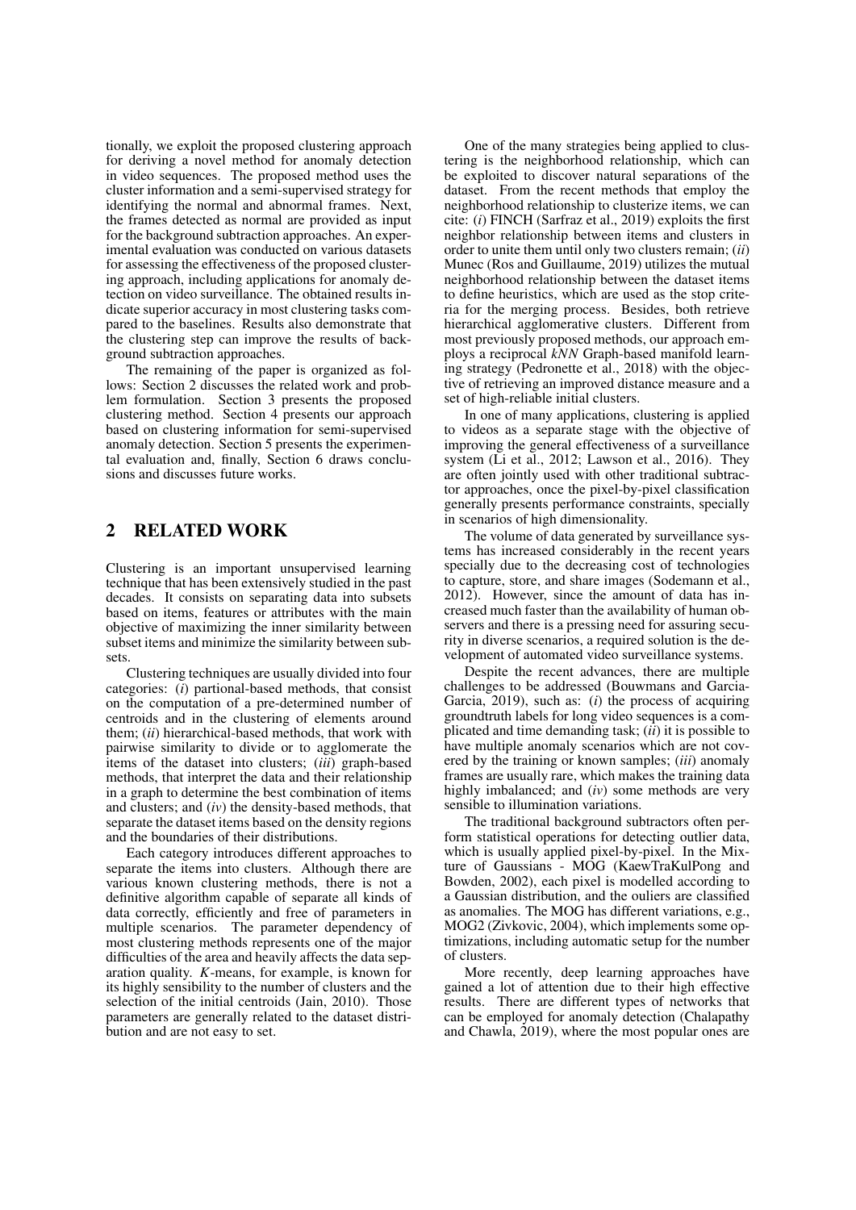tionally, we exploit the proposed clustering approach for deriving a novel method for anomaly detection in video sequences. The proposed method uses the cluster information and a semi-supervised strategy for identifying the normal and abnormal frames. Next, the frames detected as normal are provided as input for the background subtraction approaches. An experimental evaluation was conducted on various datasets for assessing the effectiveness of the proposed clustering approach, including applications for anomaly detection on video surveillance. The obtained results indicate superior accuracy in most clustering tasks compared to the baselines. Results also demonstrate that the clustering step can improve the results of background subtraction approaches.

The remaining of the paper is organized as follows: Section 2 discusses the related work and problem formulation. Section 3 presents the proposed clustering method. Section 4 presents our approach based on clustering information for semi-supervised anomaly detection. Section 5 presents the experimental evaluation and, finally, Section 6 draws conclusions and discusses future works.

## 2 RELATED WORK

Clustering is an important unsupervised learning technique that has been extensively studied in the past decades. It consists on separating data into subsets based on items, features or attributes with the main objective of maximizing the inner similarity between subset items and minimize the similarity between subsets.

Clustering techniques are usually divided into four categories: (*i*) partional-based methods, that consist on the computation of a pre-determined number of centroids and in the clustering of elements around them; (*ii*) hierarchical-based methods, that work with pairwise similarity to divide or to agglomerate the items of the dataset into clusters; (*iii*) graph-based methods, that interpret the data and their relationship in a graph to determine the best combination of items and clusters; and (*iv*) the density-based methods, that separate the dataset items based on the density regions and the boundaries of their distributions.

Each category introduces different approaches to separate the items into clusters. Although there are various known clustering methods, there is not a definitive algorithm capable of separate all kinds of data correctly, efficiently and free of parameters in multiple scenarios. The parameter dependency of most clustering methods represents one of the major difficulties of the area and heavily affects the data separation quality. *K*-means, for example, is known for its highly sensibility to the number of clusters and the selection of the initial centroids (Jain, 2010). Those parameters are generally related to the dataset distribution and are not easy to set.

One of the many strategies being applied to clustering is the neighborhood relationship, which can be exploited to discover natural separations of the dataset. From the recent methods that employ the neighborhood relationship to clusterize items, we can cite: (*i*) FINCH (Sarfraz et al., 2019) exploits the first neighbor relationship between items and clusters in order to unite them until only two clusters remain; (*ii*) Munec (Ros and Guillaume, 2019) utilizes the mutual neighborhood relationship between the dataset items to define heuristics, which are used as the stop criteria for the merging process. Besides, both retrieve hierarchical agglomerative clusters. Different from most previously proposed methods, our approach employs a reciprocal *kNN* Graph-based manifold learning strategy (Pedronette et al., 2018) with the objective of retrieving an improved distance measure and a set of high-reliable initial clusters.

In one of many applications, clustering is applied to videos as a separate stage with the objective of improving the general effectiveness of a surveillance system (Li et al., 2012; Lawson et al., 2016). They are often jointly used with other traditional subtractor approaches, once the pixel-by-pixel classification generally presents performance constraints, specially in scenarios of high dimensionality.

The volume of data generated by surveillance systems has increased considerably in the recent years specially due to the decreasing cost of technologies to capture, store, and share images (Sodemann et al., 2012). However, since the amount of data has increased much faster than the availability of human observers and there is a pressing need for assuring security in diverse scenarios, a required solution is the development of automated video surveillance systems.

Despite the recent advances, there are multiple challenges to be addressed (Bouwmans and Garcia-Garcia, 2019), such as: (*i*) the process of acquiring groundtruth labels for long video sequences is a complicated and time demanding task; (*ii*) it is possible to have multiple anomaly scenarios which are not covered by the training or known samples; (*iii*) anomaly frames are usually rare, which makes the training data highly imbalanced; and (*iv*) some methods are very sensible to illumination variations.

The traditional background subtractors often perform statistical operations for detecting outlier data, which is usually applied pixel-by-pixel. In the Mixture of Gaussians - MOG (KaewTraKulPong and Bowden, 2002), each pixel is modelled according to a Gaussian distribution, and the ouliers are classified as anomalies. The MOG has different variations, e.g., MOG2 (Zivkovic, 2004), which implements some optimizations, including automatic setup for the number of clusters.

More recently, deep learning approaches have gained a lot of attention due to their high effective results. There are different types of networks that can be employed for anomaly detection (Chalapathy and Chawla, 2019), where the most popular ones are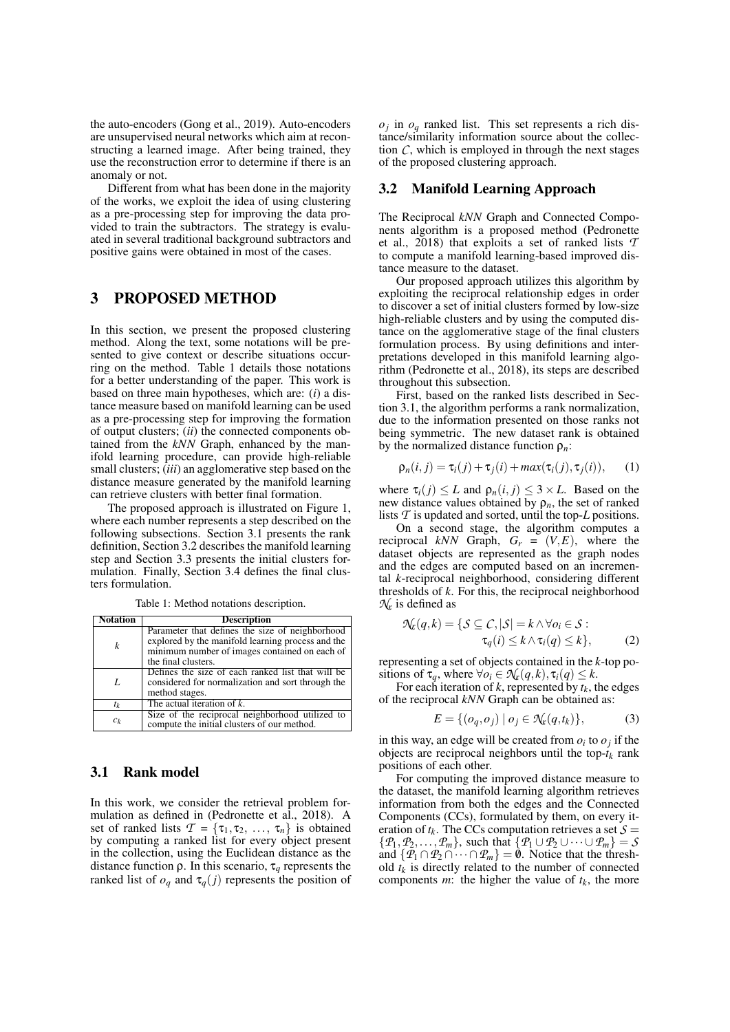the auto-encoders (Gong et al., 2019). Auto-encoders are unsupervised neural networks which aim at reconstructing a learned image. After being trained, they use the reconstruction error to determine if there is an anomaly or not.

Different from what has been done in the majority of the works, we exploit the idea of using clustering as a pre-processing step for improving the data provided to train the subtractors. The strategy is evaluated in several traditional background subtractors and positive gains were obtained in most of the cases.

## 3 PROPOSED METHOD

In this section, we present the proposed clustering method. Along the text, some notations will be presented to give context or describe situations occurring on the method. Table 1 details those notations for a better understanding of the paper. This work is based on three main hypotheses, which are: (*i*) a distance measure based on manifold learning can be used as a pre-processing step for improving the formation of output clusters; (*ii*) the connected components obtained from the *kNN* Graph, enhanced by the manifold learning procedure, can provide high-reliable small clusters; (*iii*) an agglomerative step based on the distance measure generated by the manifold learning can retrieve clusters with better final formation.

The proposed approach is illustrated on Figure 1, where each number represents a step described on the following subsections. Section 3.1 presents the rank definition, Section 3.2 describes the manifold learning step and Section 3.3 presents the initial clusters formulation. Finally, Section 3.4 defines the final clusters formulation.

Table 1: Method notations description.

| Notation | Description |
|---|---|
| $k$ | Parameter that defines the size of neighborhood explored by the manifold learning process and the minimum number of images contained on each of the final clusters. |
| $L$ | Defines the size of each ranked list that will be considered for normalization and sort through the method stages. |
| $t_k$ | The actual iteration of $k$. |
| $c_k$ | Size of the reciprocal neighborhood utilized to compute the initial clusters of our method. |

### 3.1 Rank model

In this work, we consider the retrieval problem formulation as defined in (Pedronette et al., 2018). A set of ranked lists $\mathcal{T} = \{\tau_1, \tau_2, \ldots, \tau_n\}$ is obtained by computing a ranked list for every object present in the collection, using the Euclidean distance as the distance function $\rho$. In this scenario, $\tau_q$ represents the ranked list of $o_q$ and $\tau_q(j)$ represents the position of $o_j$ in $o_q$ ranked list. This set represents a rich distance/similarity information source about the collection $\mathcal{C}$, which is employed in through the next stages of the proposed clustering approach.

### 3.2 Manifold Learning Approach

The Reciprocal *kNN* Graph and Connected Components algorithm is a proposed method (Pedronette et al., 2018) that exploits a set of ranked lists $\mathcal{T}$ to compute a manifold learning-based improved distance measure to the dataset.

Our proposed approach utilizes this algorithm by exploiting the reciprocal relationship edges in order to discover a set of initial clusters formed by low-size high-reliable clusters and by using the computed distance on the agglomerative stage of the final clusters formulation process. By using definitions and interpretations developed in this manifold learning algorithm (Pedronette et al., 2018), its steps are described throughout this subsection.

First, based on the ranked lists described in Section 3.1, the algorithm performs a rank normalization, due to the information presented on those ranks not being symmetric. The new dataset rank is obtained by the normalized distance function $\rho_n$:

$$\rho_n(i, j) = \tau_i(j) + \tau_j(i) + max(\tau_i(j), \tau_j(i)), \qquad (1)$$

where $\tau_i(j) \leq L$ and $\rho_n(i, j) \leq 3 \times L$. Based on the new distance values obtained by $\rho_n$, the set of ranked lists $\mathcal{T}$ is updated and sorted, until the top-$L$ positions.

On a second stage, the algorithm computes a reciprocal *kNN* Graph, $G_r = (V, E)$, where the dataset objects are represented as the graph nodes and the edges are computed based on an incremental $k$-reciprocal neighborhood, considering different thresholds of $k$. For this, the reciprocal neighborhood $\mathcal{N}_r$ is defined as

$$\mathcal{N}_r(q, k) = \{\mathcal{S} \subseteq \mathcal{C}, |\mathcal{S}| = k \wedge \forall o_i \in \mathcal{S} : \tau_q(i) \leq k \wedge \tau_i(q) \leq k\}, \qquad (2)$$

representing a set of objects contained in the $k$-top positions of $\tau_q$, where $\forall o_i \in \mathcal{N}_r(q, k), \tau_i(q) \leq k$.

For each iteration of $k$, represented by $t_k$, the edges of the reciprocal *kNN* Graph can be obtained as:

$$E = \{(o_q, o_j) \mid o_j \in \mathcal{N}_r(q, t_k)\}, \qquad (3)$$

in this way, an edge will be created from $o_i$ to $o_j$ if the objects are reciprocal neighbors until the top-$t_k$ rank positions of each other.

For computing the improved distance measure to the dataset, the manifold learning algorithm retrieves information from both the edges and the Connected Components (CCs), formulated by them, on every iteration of $t_k$. The CCs computation retrieves a set $\mathcal{S} = \{\mathcal{P}_1, \mathcal{P}_2, \ldots, \mathcal{P}_m\}$, such that $\{\mathcal{P}_1 \cup \mathcal{P}_2 \cup \cdots \cup \mathcal{P}_m\} = \mathcal{S}$ and $\{\mathcal{P}_1 \cap \mathcal{P}_2 \cap \cdots \cap \mathcal{P}_m\} = \emptyset$. Notice that the threshold $t_k$ is directly related to the number of connected components $m$: the higher the value of $t_k$, the more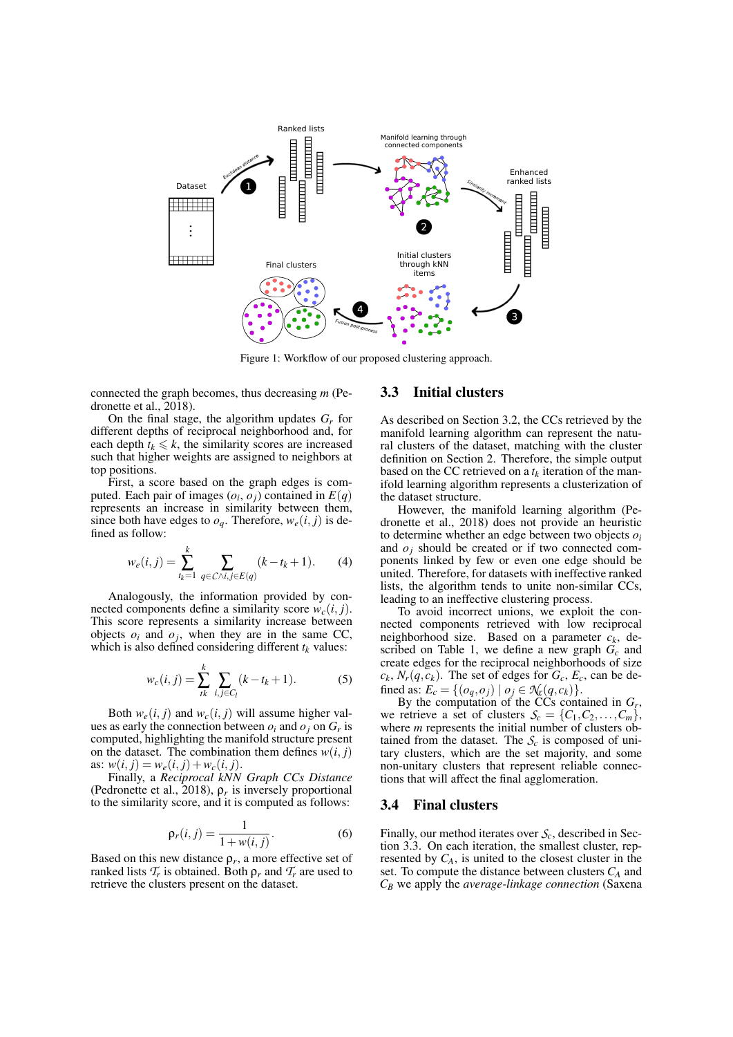Figure 1: Workflow of our proposed clustering approach.

connected the graph becomes, thus decreasing $m$ (Pedronette et al., 2018).

On the final stage, the algorithm updates $G_r$ for different depths of reciprocal neighborhood and, for each depth $t_k \leqslant k$, the similarity scores are increased such that higher weights are assigned to neighbors at top positions.

First, a score based on the graph edges is computed. Each pair of images $(o_i, o_j)$ contained in $E(q)$ represents an increase in similarity between them, since both have edges to $o_q$. Therefore, $w_e(i, j)$ is defined as follow:

$$w_e(i,j) = \sum_{t_k=1}^{k} \sum_{q \in \mathcal{C} \wedge i,j \in E(q)} (k - t_k + 1). \tag{4}$$

Analogously, the information provided by connected components define a similarity score $w_c(i, j)$. This score represents a similarity increase between objects $o_i$ and $o_j$, when they are in the same CC, which is also defined considering different $t_k$ values:

$$w_c(i,j) = \sum_{tk}^{k} \sum_{i,j \in C_l} (k - t_k + 1). \tag{5}$$

Both $w_e(i, j)$ and $w_c(i, j)$ will assume higher values as early the connection between $o_i$ and $o_j$ on $G_r$ is computed, highlighting the manifold structure present on the dataset. The combination them defines $w(i, j)$ as: $w(i, j) = w_e(i, j) + w_c(i, j)$.

Finally, a *Reciprocal kNN Graph CCs Distance* (Pedronette et al., 2018), $\rho_r$ is inversely proportional to the similarity score, and it is computed as follows:

$$\rho_r(i,j) = \frac{1}{1 + w(i,j)}. \tag{6}$$

Based on this new distance $\rho_r$, a more effective set of ranked lists $\mathcal{T}_r$ is obtained. Both $\rho_r$ and $\mathcal{T}_r$ are used to retrieve the clusters present on the dataset.

## 3.3 Initial clusters

As described on Section 3.2, the CCs retrieved by the manifold learning algorithm can represent the natural clusters of the dataset, matching with the cluster definition on Section 2. Therefore, the simple output based on the CC retrieved on a $t_k$ iteration of the manifold learning algorithm represents a clusterization of the dataset structure.

However, the manifold learning algorithm (Pedronette et al., 2018) does not provide an heuristic to determine whether an edge between two objects $o_i$ and $o_j$ should be created or if two connected components linked by few or even one edge should be united. Therefore, for datasets with ineffective ranked lists, the algorithm tends to unite non-similar CCs, leading to an ineffective clustering process.

To avoid incorrect unions, we exploit the connected components retrieved with low reciprocal neighborhood size. Based on a parameter $c_k$, described on Table 1, we define a new graph $G_c$ and create edges for the reciprocal neighborhoods of size $c_k$, $N_r(q, c_k)$. The set of edges for $G_c$, $E_c$, can be defined as: $E_c = \{(o_q, o_j) \mid o_j \in \mathcal{N}_r(q, c_k)\}$.

By the computation of the CCs contained in $G_r$, we retrieve a set of clusters $\mathcal{S}_c = \{C_1, C_2, \ldots, C_m\}$, where $m$ represents the initial number of clusters obtained from the dataset. The $\mathcal{S}_c$ is composed of unitary clusters, which are the set majority, and some non-unitary clusters that represent reliable connections that will affect the final agglomeration.

## 3.4 Final clusters

Finally, our method iterates over $\mathcal{S}_c$, described in Section 3.3. On each iteration, the smallest cluster, represented by $C_A$, is united to the closest cluster in the set. To compute the distance between clusters $C_A$ and $C_B$ we apply the *average-linkage connection* (Saxena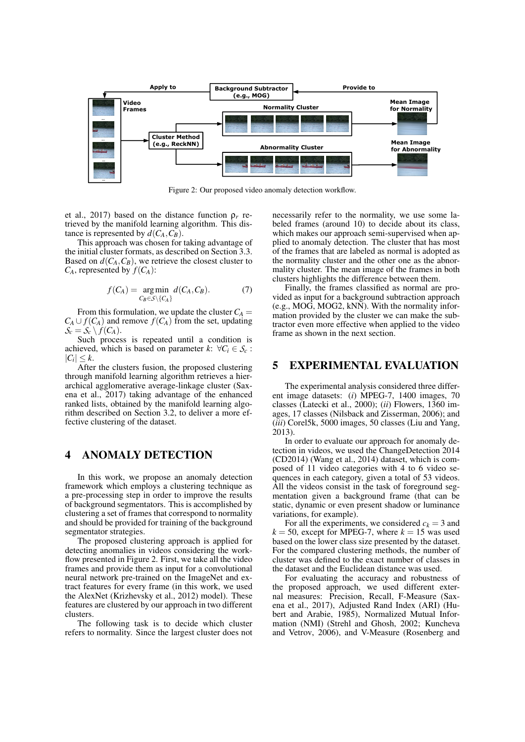Figure 2: Our proposed video anomaly detection workflow.

et al., 2017) based on the distance function $\rho_r$ retrieved by the manifold learning algorithm. This distance is represented by $d(C_A, C_B)$.

This approach was chosen for taking advantage of the initial cluster formats, as described on Section 3.3. Based on $d(C_A, C_B)$, we retrieve the closest cluster to $C_A$, represented by $f(C_A)$:

$$f(C_A) = \underset{C_B \in \mathcal{S} \setminus \{C_A\}}{\arg\min} \; d(C_A, C_B). \quad (7)$$

From this formulation, we update the cluster $C_A = C_A \cup f(C_A)$ and remove $f(C_A)$ from the set, updating $\mathcal{S}_c = \mathcal{S}_c \setminus f(C_A)$.

Such process is repeated until a condition is achieved, which is based on parameter $k$: $\forall C_i \in \mathcal{S}_c : |C_i| \leq k$.

After the clusters fusion, the proposed clustering through manifold learning algorithm retrieves a hierarchical agglomerative average-linkage cluster (Saxena et al., 2017) taking advantage of the enhanced ranked lists, obtained by the manifold learning algorithm described on Section 3.2, to deliver a more effective clustering of the dataset.

# 4 ANOMALY DETECTION

In this work, we propose an anomaly detection framework which employs a clustering technique as a pre-processing step in order to improve the results of background segmentators. This is accomplished by clustering a set of frames that correspond to normality and should be provided for training of the background segmentator strategies.

The proposed clustering approach is applied for detecting anomalies in videos considering the workflow presented in Figure 2. First, we take all the video frames and provide them as input for a convolutional neural network pre-trained on the ImageNet and extract features for every frame (in this work, we used the AlexNet (Krizhevsky et al., 2012) model). These features are clustered by our approach in two different clusters.

The following task is to decide which cluster refers to normality. Since the largest cluster does not necessarily refer to the normality, we use some labeled frames (around 10) to decide about its class, which makes our approach semi-supervised when applied to anomaly detection. The cluster that has most of the frames that are labeled as normal is adopted as the normality cluster and the other one as the abnormality cluster. The mean image of the frames in both clusters highlights the difference between them.

Finally, the frames classified as normal are provided as input for a background subtraction approach (e.g., MOG, MOG2, kNN). With the normality information provided by the cluster we can make the subtractor even more effective when applied to the video frame as shown in the next section.

# 5 EXPERIMENTAL EVALUATION

The experimental analysis considered three different image datasets: (*i*) MPEG-7, 1400 images, 70 classes (Latecki et al., 2000); (*ii*) Flowers, 1360 images, 17 classes (Nilsback and Zisserman, 2006); and (*iii*) Corel5k, 5000 images, 50 classes (Liu and Yang, 2013).

In order to evaluate our approach for anomaly detection in videos, we used the ChangeDetection 2014 (CD2014) (Wang et al., 2014) dataset, which is composed of 11 video categories with 4 to 6 video sequences in each category, given a total of 53 videos. All the videos consist in the task of foreground segmentation given a background frame (that can be static, dynamic or even present shadow or luminance variations, for example).

For all the experiments, we considered $c_k = 3$ and $k = 50$, except for MPEG-7, where $k = 15$ was used based on the lower class size presented by the dataset. For the compared clustering methods, the number of cluster was defined to the exact number of classes in the dataset and the Euclidean distance was used.

For evaluating the accuracy and robustness of the proposed approach, we used different external measures: Precision, Recall, F-Measure (Saxena et al., 2017), Adjusted Rand Index (ARI) (Hubert and Arabie, 1985), Normalized Mutual Information (NMI) (Strehl and Ghosh, 2002; Kuncheva and Vetrov, 2006), and V-Measure (Rosenberg and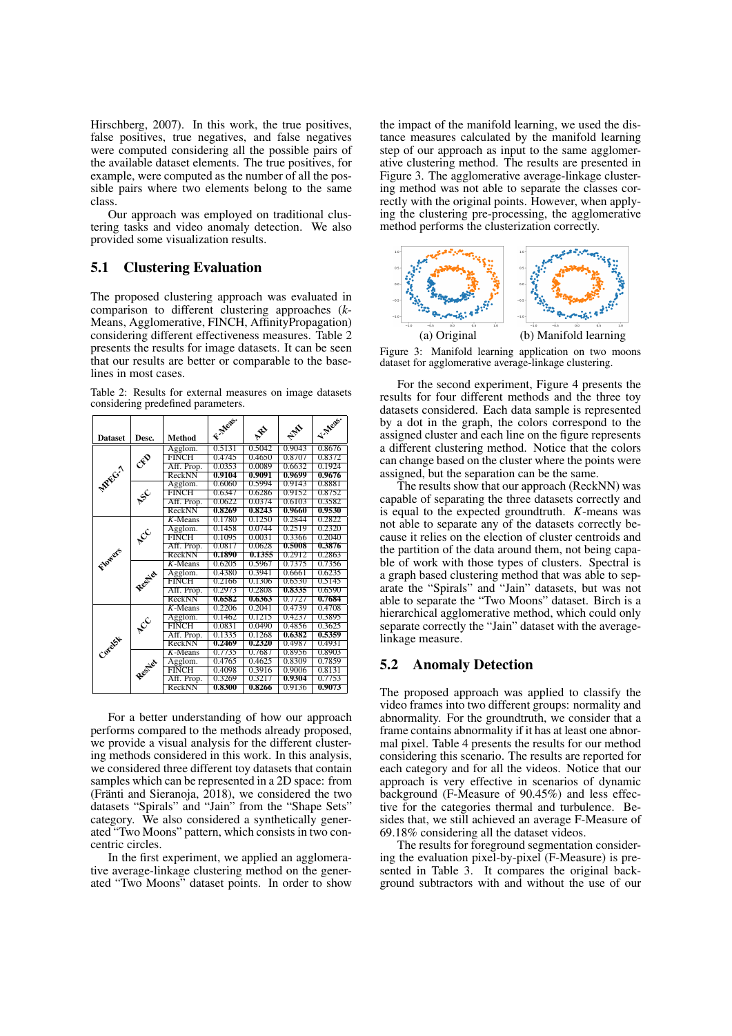Hirschberg, 2007). In this work, the true positives, false positives, true negatives, and false negatives were computed considering all the possible pairs of the available dataset elements. The true positives, for example, were computed as the number of all the possible pairs where two elements belong to the same class.

Our approach was employed on traditional clustering tasks and video anomaly detection. We also provided some visualization results.

## 5.1 Clustering Evaluation

The proposed clustering approach was evaluated in comparison to different clustering approaches ($k$-Means, Agglomerative, FINCH, AffinityPropagation) considering different effectiveness measures. Table 2 presents the results for image datasets. It can be seen that our results are better or comparable to the baselines in most cases.

Table 2: Results for external measures on image datasets considering predefined parameters.

| Dataset | Desc. | Method | F-Meas. | ARI | NMI | V-Meas. |
|---|---|---|---|---|---|---|
| MPEG-7 | CFD | Agglom. | 0.5131 | 0.5042 | 0.9043 | 0.8676 |
| | | FINCH | 0.4745 | 0.4650 | 0.8707 | 0.8372 |
| | | Aff. Prop. | 0.0353 | 0.0089 | 0.6632 | 0.1924 |
| | | ReckNN | **0.9104** | **0.9091** | **0.9699** | **0.9676** |
| | ASC | Agglom. | 0.6060 | 0.5994 | 0.9143 | 0.8881 |
| | | FINCH | 0.6347 | 0.6286 | 0.9152 | 0.8752 |
| | | Aff. Prop. | 0.0622 | 0.0374 | 0.6103 | 0.3582 |
| | | ReckNN | **0.8269** | **0.8243** | **0.9660** | **0.9530** |
| Flowers | ACC | $K$-Means | 0.1780 | 0.1250 | 0.2844 | 0.2822 |
| | | Agglom. | 0.1458 | 0.0744 | 0.2519 | 0.2320 |
| | | FINCH | 0.1095 | 0.0031 | 0.3366 | 0.2040 |
| | | Aff. Prop. | 0.0817 | 0.0628 | **0.5008** | **0.3876** |
| | | ReckNN | **0.1890** | **0.1355** | 0.2912 | 0.2863 |
| | ResNet | $K$-Means | 0.6205 | 0.5967 | 0.7375 | 0.7356 |
| | | Agglom. | 0.4380 | 0.3941 | 0.6661 | 0.6235 |
| | | FINCH | 0.2166 | 0.1306 | 0.6530 | 0.5145 |
| | | Aff. Prop. | 0.2973 | 0.2808 | **0.8335** | 0.6590 |
| | | ReckNN | **0.6582** | **0.6363** | 0.7727 | **0.7684** |
| Corel5k | ACC | $K$-Means | 0.2206 | 0.2041 | 0.4739 | 0.4708 |
| | | Agglom. | 0.1462 | 0.1215 | 0.4237 | 0.3895 |
| | | FINCH | 0.0831 | 0.0490 | 0.4856 | 0.3625 |
| | | Aff. Prop. | 0.1335 | 0.1268 | **0.6382** | **0.5359** |
| | | ReckNN | **0.2469** | **0.2320** | 0.4987 | 0.4931 |
| | ResNet | $K$-Means | 0.7735 | 0.7687 | 0.8956 | 0.8903 |
| | | Agglom. | 0.4765 | 0.4625 | 0.8309 | 0.7859 |
| | | FINCH | 0.4098 | 0.3916 | 0.9006 | 0.8131 |
| | | Aff. Prop. | 0.3269 | 0.3217 | **0.9304** | 0.7753 |
| | | ReckNN | **0.8300** | **0.8266** | 0.9136 | **0.9073** |

For a better understanding of how our approach performs compared to the methods already proposed, we provide a visual analysis for the different clustering methods considered in this work. In this analysis, we considered three different toy datasets that contain samples which can be represented in a 2D space: from (Fränti and Sieranoja, 2018), we considered the two datasets "Spirals" and "Jain" from the "Shape Sets" category. We also considered a synthetically generated "Two Moons" pattern, which consists in two concentric circles.

In the first experiment, we applied an agglomerative average-linkage clustering method on the generated "Two Moons" dataset points. In order to show the impact of the manifold learning, we used the distance measures calculated by the manifold learning step of our approach as input to the same agglomerative clustering method. The results are presented in Figure 3. The agglomerative average-linkage clustering method was not able to separate the classes correctly with the original points. However, when applying the clustering pre-processing, the agglomerative method performs the clusterization correctly.

(a) Original (b) Manifold learning

Figure 3: Manifold learning application on two moons dataset for agglomerative average-linkage clustering.

For the second experiment, Figure 4 presents the results for four different methods and the three toy datasets considered. Each data sample is represented by a dot in the graph, the colors correspond to the assigned cluster and each line on the figure represents a different clustering method. Notice that the colors can change based on the cluster where the points were assigned, but the separation can be the same.

The results show that our approach (ReckNN) was capable of separating the three datasets correctly and is equal to the expected groundtruth. $K$-means was not able to separate any of the datasets correctly because it relies on the election of cluster centroids and the partition of the data around them, not being capable of work with those types of clusters. Spectral is a graph based clustering method that was able to separate the "Spirals" and "Jain" datasets, but was not able to separate the "Two Moons" dataset. Birch is a hierarchical agglomerative method, which could only separate correctly the "Jain" dataset with the average-linkage measure.

## 5.2 Anomaly Detection

The proposed approach was applied to classify the video frames into two different groups: normality and abnormality. For the groundtruth, we consider that a frame contains abnormality if it has at least one abnormal pixel. Table 4 presents the results for our method considering this scenario. The results are reported for each category and for all the videos. Notice that our approach is very effective in scenarios of dynamic background (F-Measure of 90.45%) and less effective for the categories thermal and turbulence. Besides that, we still achieved an average F-Measure of 69.18% considering all the dataset videos.

The results for foreground segmentation considering the evaluation pixel-by-pixel (F-Measure) is presented in Table 3. It compares the original background subtractors with and without the use of our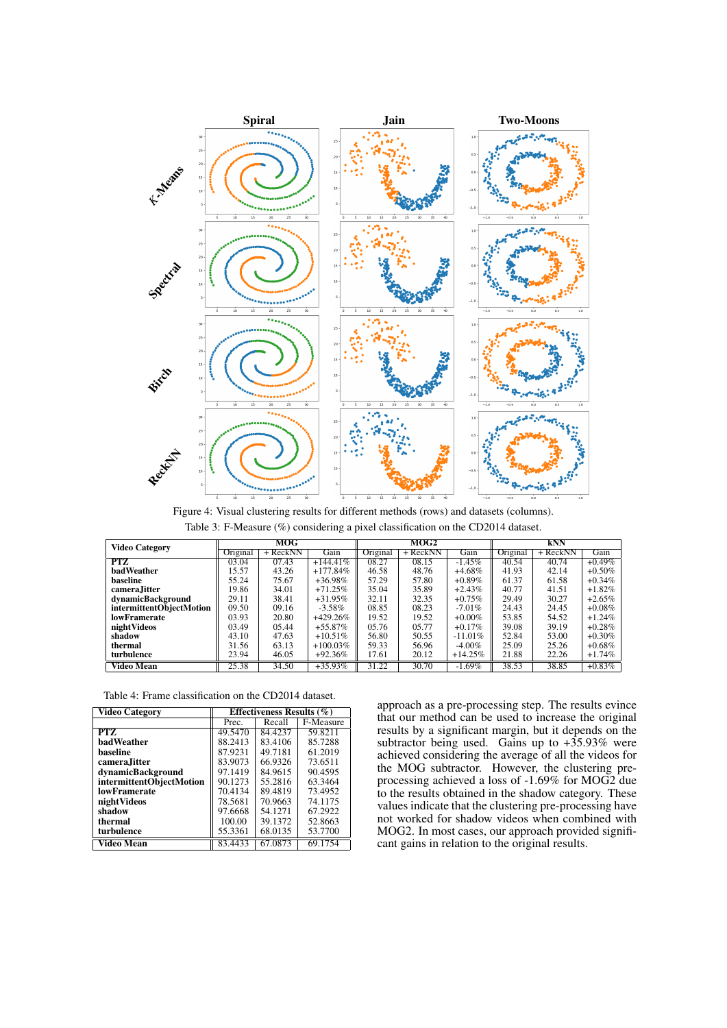Figure 4: Visual clustering results for different methods (rows) and datasets (columns).

Table 3: F-Measure (%) considering a pixel classification on the CD2014 dataset.

| Video Category | MOG | | | MOG2 | | | kNN | | |
|---|---|---|---|---|---|---|---|---|---|
| | Original | + ReckNN | Gain | Original | + ReckNN | Gain | Original | + ReckNN | Gain |
| **PTZ** | 03.04 | 07.43 | +144.41% | 08.27 | 08.15 | -1.45% | 40.54 | 40.74 | +0.49% |
| **badWeather** | 15.57 | 43.26 | +177.84% | 46.58 | 48.76 | +4.68% | 41.93 | 42.14 | +0.50% |
| **baseline** | 55.24 | 75.67 | +36.98% | 57.29 | 57.80 | +0.89% | 61.37 | 61.58 | +0.34% |
| **cameraJitter** | 19.86 | 34.01 | +71.25% | 35.04 | 35.89 | +2.43% | 40.77 | 41.51 | +1.82% |
| **dynamicBackground** | 29.11 | 38.41 | +31.95% | 32.11 | 32.35 | +0.75% | 29.49 | 30.27 | +2.65% |
| **intermittentObjectMotion** | 09.50 | 09.16 | -3.58% | 08.85 | 08.23 | -7.01% | 24.43 | 24.45 | +0.08% |
| **lowFramerate** | 03.93 | 20.80 | +429.26% | 19.52 | 19.52 | +0.00% | 53.85 | 54.52 | +1.24% |
| **nightVideos** | 03.49 | 05.44 | +55.87% | 05.76 | 05.77 | +0.17% | 39.08 | 39.19 | +0.28% |
| **shadow** | 43.10 | 47.63 | +10.51% | 56.80 | 50.55 | -11.01% | 52.84 | 53.00 | +0.30% |
| **thermal** | 31.56 | 63.13 | +100.03% | 59.33 | 56.96 | -4.00% | 25.09 | 25.26 | +0.68% |
| **turbulence** | 23.94 | 46.05 | +92.36% | 17.61 | 20.12 | +14.25% | 21.88 | 22.26 | +1.74% |
| **Video Mean** | 25.38 | 34.50 | +35.93% | 31.22 | 30.70 | -1.69% | 38.53 | 38.85 | +0.83% |

Table 4: Frame classification on the CD2014 dataset.

| Video Category | Effectiveness Results (%) | | |
|---|---|---|---|
| | Prec. | Recall | F-Measure |
| **PTZ** | 49.5470 | 84.4237 | 59.8211 |
| **badWeather** | 88.2413 | 83.4106 | 85.7288 |
| **baseline** | 87.9231 | 49.7181 | 61.2019 |
| **cameraJitter** | 83.9073 | 66.9326 | 73.6511 |
| **dynamicBackground** | 97.1419 | 84.9615 | 90.4595 |
| **intermittentObjectMotion** | 90.1273 | 55.2816 | 63.3464 |
| **lowFramerate** | 70.4134 | 89.4819 | 73.4952 |
| **nightVideos** | 78.5681 | 70.9663 | 74.1175 |
| **shadow** | 97.6668 | 54.1271 | 67.2922 |
| **thermal** | 100.00 | 39.1372 | 52.8663 |
| **turbulence** | 55.3361 | 68.0135 | 53.7700 |
| **Video Mean** | 83.4433 | 67.0873 | 69.1754 |

approach as a pre-processing step. The results evince that our method can be used to increase the original results by a significant margin, but it depends on the subtractor being used. Gains up to +35.93% were achieved considering the average of all the videos for the MOG subtractor. However, the clustering pre-processing achieved a loss of -1.69% for MOG2 due to the results obtained in the shadow category. These values indicate that the clustering pre-processing have not worked for shadow videos when combined with MOG2. In most cases, our approach provided significant gains in relation to the original results.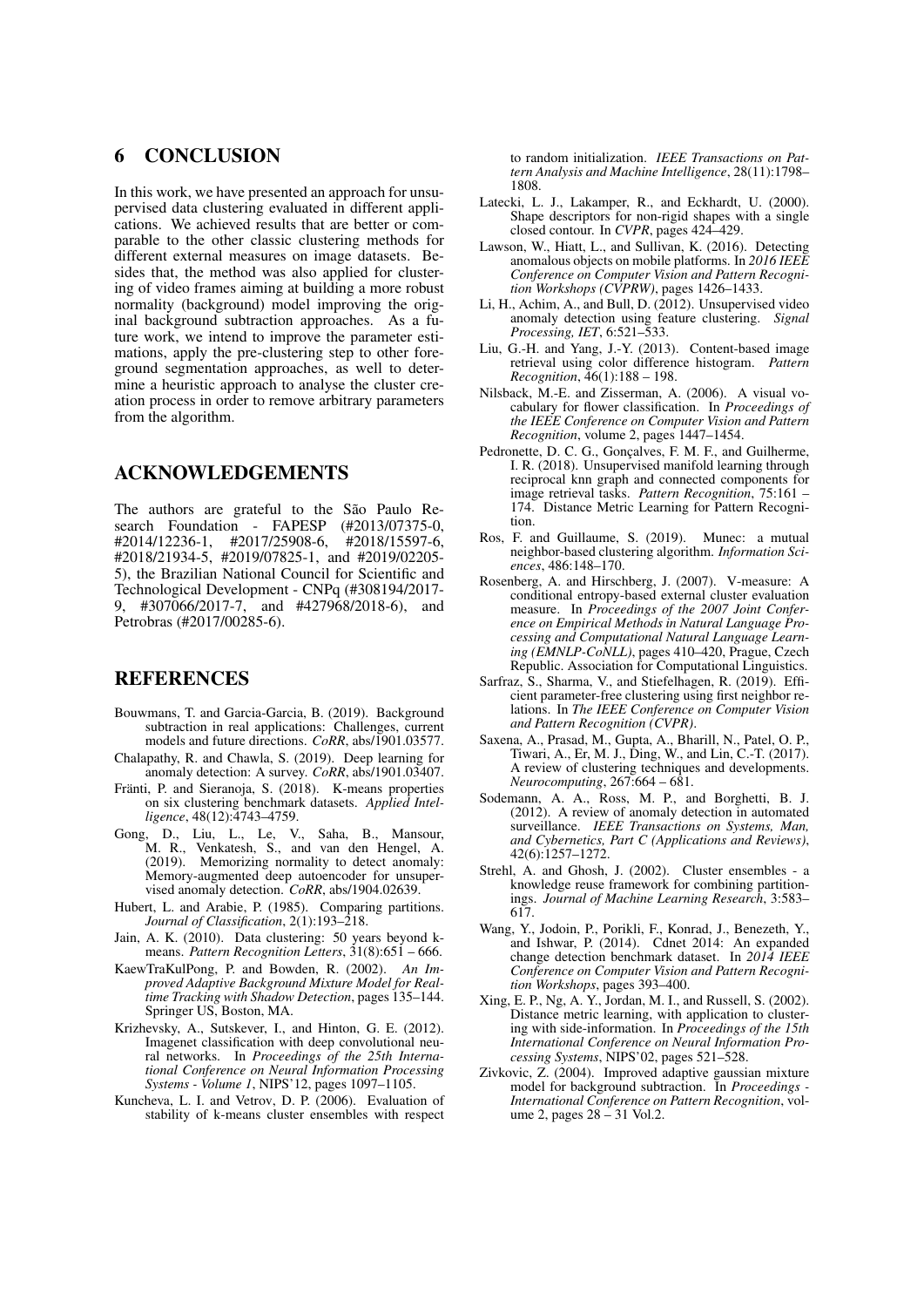## 6 CONCLUSION

In this work, we have presented an approach for unsupervised data clustering evaluated in different applications. We achieved results that are better or comparable to the other classic clustering methods for different external measures on image datasets. Besides that, the method was also applied for clustering of video frames aiming at building a more robust normality (background) model improving the original background subtraction approaches. As a future work, we intend to improve the parameter estimations, apply the pre-clustering step to other foreground segmentation approaches, as well to determine a heuristic approach to analyse the cluster creation process in order to remove arbitrary parameters from the algorithm.

## ACKNOWLEDGEMENTS

The authors are grateful to the São Paulo Research Foundation - FAPESP (#2013/07375-0, #2014/12236-1, #2017/25908-6, #2018/15597-6, #2018/21934-5, #2019/07825-1, and #2019/02205-5), the Brazilian National Council for Scientific and Technological Development - CNPq (#308194/2017-9, #307066/2017-7, and #427968/2018-6), and Petrobras (#2017/00285-6).

## REFERENCES

Bouwmans, T. and Garcia-Garcia, B. (2019). Background subtraction in real applications: Challenges, current models and future directions. *CoRR*, abs/1901.03577.

Chalapathy, R. and Chawla, S. (2019). Deep learning for anomaly detection: A survey. *CoRR*, abs/1901.03407.

Fränti, P. and Sieranoja, S. (2018). K-means properties on six clustering benchmark datasets. *Applied Intelligence*, 48(12):4743–4759.

Gong, D., Liu, L., Le, V., Saha, B., Mansour, M. R., Venkatesh, S., and van den Hengel, A. (2019). Memorizing normality to detect anomaly: Memory-augmented deep autoencoder for unsupervised anomaly detection. *CoRR*, abs/1904.02639.

Hubert, L. and Arabie, P. (1985). Comparing partitions. *Journal of Classification*, 2(1):193–218.

Jain, A. K. (2010). Data clustering: 50 years beyond k-means. *Pattern Recognition Letters*, 31(8):651 – 666.

KaewTraKulPong, P. and Bowden, R. (2002). *An Improved Adaptive Background Mixture Model for Real-time Tracking with Shadow Detection*, pages 135–144. Springer US, Boston, MA.

Krizhevsky, A., Sutskever, I., and Hinton, G. E. (2012). Imagenet classification with deep convolutional neural networks. In *Proceedings of the 25th International Conference on Neural Information Processing Systems - Volume 1*, NIPS'12, pages 1097–1105.

Kuncheva, L. I. and Vetrov, D. P. (2006). Evaluation of stability of k-means cluster ensembles with respect to random initialization. *IEEE Transactions on Pattern Analysis and Machine Intelligence*, 28(11):1798–1808.

Latecki, L. J., Lakamper, R., and Eckhardt, U. (2000). Shape descriptors for non-rigid shapes with a single closed contour. In *CVPR*, pages 424–429.

Lawson, W., Hiatt, L., and Sullivan, K. (2016). Detecting anomalous objects on mobile platforms. In *2016 IEEE Conference on Computer Vision and Pattern Recognition Workshops (CVPRW)*, pages 1426–1433.

Li, H., Achim, A., and Bull, D. (2012). Unsupervised video anomaly detection using feature clustering. *Signal Processing, IET*, 6:521–533.

Liu, G.-H. and Yang, J.-Y. (2013). Content-based image retrieval using color difference histogram. *Pattern Recognition*, 46(1):188 – 198.

Nilsback, M.-E. and Zisserman, A. (2006). A visual vocabulary for flower classification. In *Proceedings of the IEEE Conference on Computer Vision and Pattern Recognition*, volume 2, pages 1447–1454.

Pedronette, D. C. G., Gonçalves, F. M. F., and Guilherme, I. R. (2018). Unsupervised manifold learning through reciprocal knn graph and connected components for image retrieval tasks. *Pattern Recognition*, 75:161 – 174. Distance Metric Learning for Pattern Recognition.

Ros, F. and Guillaume, S. (2019). Munec: a mutual neighbor-based clustering algorithm. *Information Sciences*, 486:148–170.

Rosenberg, A. and Hirschberg, J. (2007). V-measure: A conditional entropy-based external cluster evaluation measure. In *Proceedings of the 2007 Joint Conference on Empirical Methods in Natural Language Processing and Computational Natural Language Learning (EMNLP-CoNLL)*, pages 410–420, Prague, Czech Republic. Association for Computational Linguistics.

Sarfraz, S., Sharma, V., and Stiefelhagen, R. (2019). Efficient parameter-free clustering using first neighbor relations. In *The IEEE Conference on Computer Vision and Pattern Recognition (CVPR)*.

Saxena, A., Prasad, M., Gupta, A., Bharill, N., Patel, O. P., Tiwari, A., Er, M. J., Ding, W., and Lin, C.-T. (2017). A review of clustering techniques and developments. *Neurocomputing*, 267:664 – 681.

Sodemann, A. A., Ross, M. P., and Borghetti, B. J. (2012). A review of anomaly detection in automated surveillance. *IEEE Transactions on Systems, Man, and Cybernetics, Part C (Applications and Reviews)*, 42(6):1257–1272.

Strehl, A. and Ghosh, J. (2002). Cluster ensembles - a knowledge reuse framework for combining partitionings. *Journal of Machine Learning Research*, 3:583–617.

Wang, Y., Jodoin, P., Porikli, F., Konrad, J., Benezeth, Y., and Ishwar, P. (2014). Cdnet 2014: An expanded change detection benchmark dataset. In *2014 IEEE Conference on Computer Vision and Pattern Recognition Workshops*, pages 393–400.

Xing, E. P., Ng, A. Y., Jordan, M. I., and Russell, S. (2002). Distance metric learning, with application to clustering with side-information. In *Proceedings of the 15th International Conference on Neural Information Processing Systems*, NIPS'02, pages 521–528.

Zivkovic, Z. (2004). Improved adaptive gaussian mixture model for background subtraction. In *Proceedings - International Conference on Pattern Recognition*, volume 2, pages 28 – 31 Vol.2.